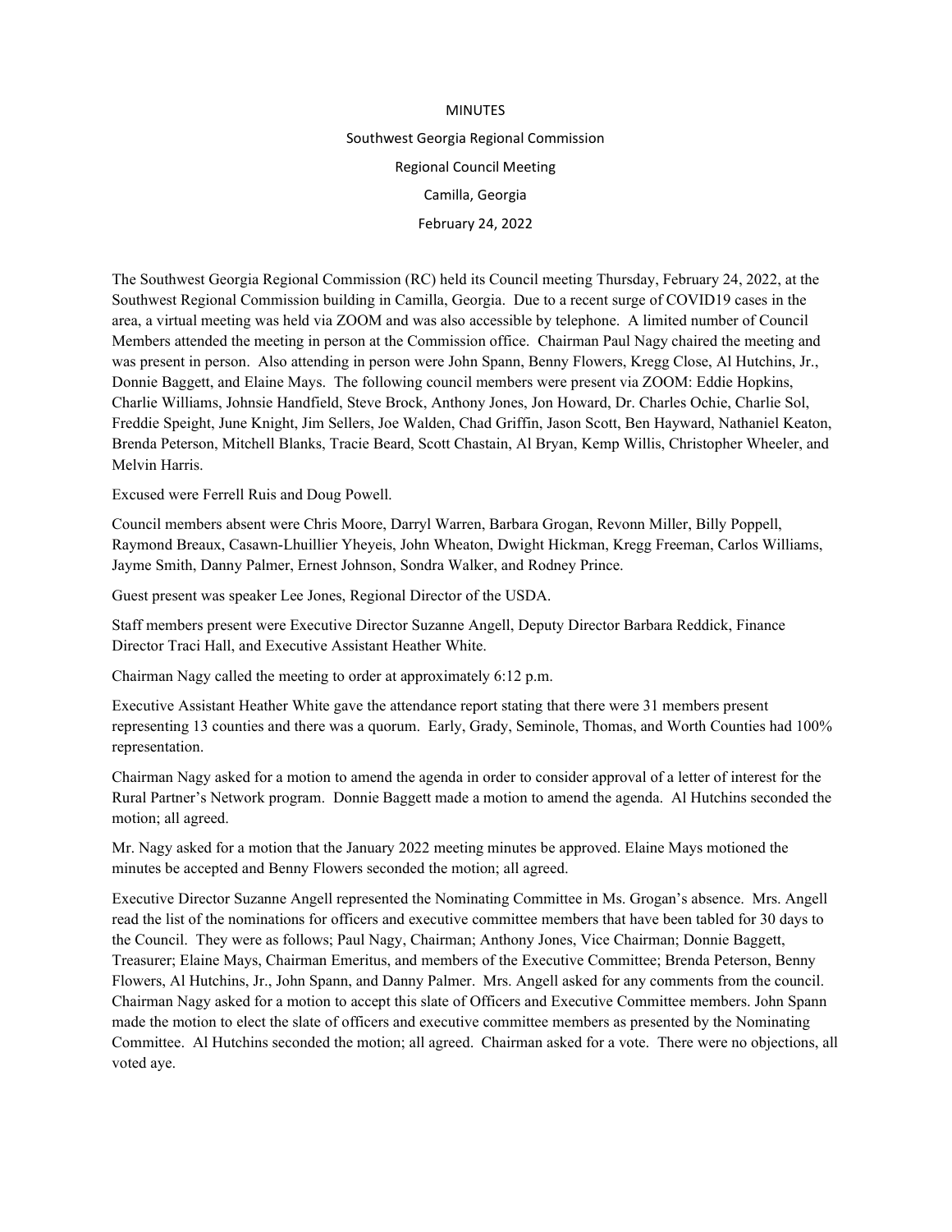# MINUTES

## Southwest Georgia Regional Commission

## Regional Council Meeting

## Camilla, Georgia

## February 24, 2022

The Southwest Georgia Regional Commission (RC) held its Council meeting Thursday, February 24, 2022, at the Southwest Regional Commission building in Camilla, Georgia. Due to a recent surge of COVID19 cases in the area, a virtual meeting was held via ZOOM and was also accessible by telephone. A limited number of Council Members attended the meeting in person at the Commission office. Chairman Paul Nagy chaired the meeting and was present in person. Also attending in person were John Spann, Benny Flowers, Kregg Close, Al Hutchins, Jr., Donnie Baggett, and Elaine Mays. The following council members were present via ZOOM: Eddie Hopkins, Charlie Williams, Johnsie Handfield, Steve Brock, Anthony Jones, Jon Howard, Dr. Charles Ochie, Charlie Sol, Freddie Speight, June Knight, Jim Sellers, Joe Walden, Chad Griffin, Jason Scott, Ben Hayward, Nathaniel Keaton, Brenda Peterson, Mitchell Blanks, Tracie Beard, Scott Chastain, Al Bryan, Kemp Willis, Christopher Wheeler, and Melvin Harris.

Excused were Ferrell Ruis and Doug Powell.

Council members absent were Chris Moore, Darryl Warren, Barbara Grogan, Revonn Miller, Billy Poppell, Raymond Breaux, Casawn-Lhuillier Yheyeis, John Wheaton, Dwight Hickman, Kregg Freeman, Carlos Williams, Jayme Smith, Danny Palmer, Ernest Johnson, Sondra Walker, and Rodney Prince.

Guest present was speaker Lee Jones, Regional Director of the USDA.

Staff members present were Executive Director Suzanne Angell, Deputy Director Barbara Reddick, Finance Director Traci Hall, and Executive Assistant Heather White.

Chairman Nagy called the meeting to order at approximately 6:12 p.m.

Executive Assistant Heather White gave the attendance report stating that there were 31 members present representing 13 counties and there was a quorum. Early, Grady, Seminole, Thomas, and Worth Counties had 100% representation.

Chairman Nagy asked for a motion to amend the agenda in order to consider approval of a letter of interest for the Rural Partner's Network program. Donnie Baggett made a motion to amend the agenda. Al Hutchins seconded the motion; all agreed.

Mr. Nagy asked for a motion that the January 2022 meeting minutes be approved. Elaine Mays motioned the minutes be accepted and Benny Flowers seconded the motion; all agreed.

Executive Director Suzanne Angell represented the Nominating Committee in Ms. Grogan's absence. Mrs. Angell read the list of the nominations for officers and executive committee members that have been tabled for 30 days to the Council. They were as follows; Paul Nagy, Chairman; Anthony Jones, Vice Chairman; Donnie Baggett, Treasurer; Elaine Mays, Chairman Emeritus, and members of the Executive Committee; Brenda Peterson, Benny Flowers, Al Hutchins, Jr., John Spann, and Danny Palmer. Mrs. Angell asked for any comments from the council. Chairman Nagy asked for a motion to accept this slate of Officers and Executive Committee members. John Spann made the motion to elect the slate of officers and executive committee members as presented by the Nominating Committee. Al Hutchins seconded the motion; all agreed. Chairman asked for a vote. There were no objections, all voted aye.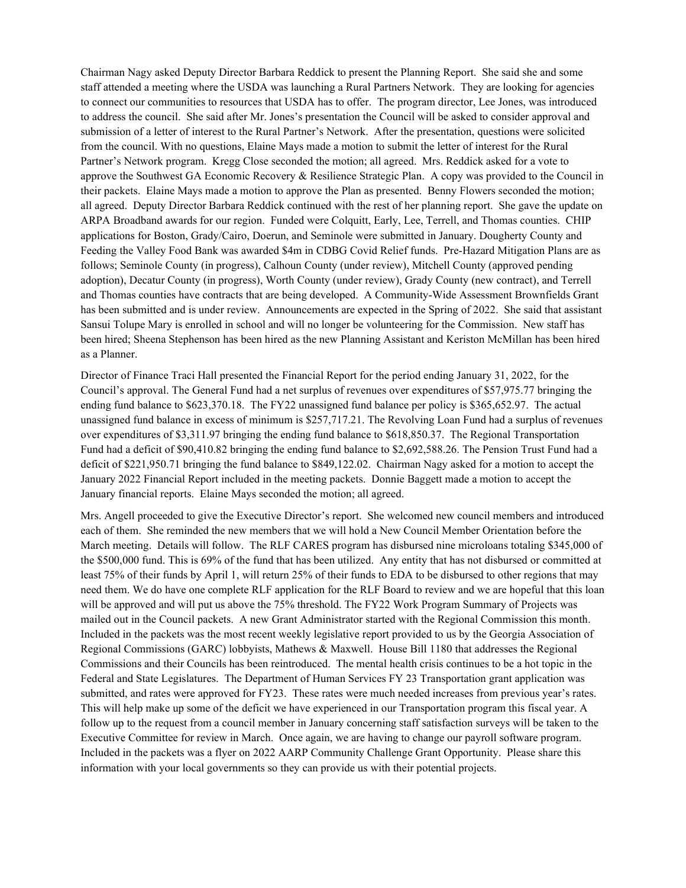Chairman Nagy asked Deputy Director Barbara Reddick to present the Planning Report. She said she and some staff attended a meeting where the USDA was launching a Rural Partners Network. They are looking for agencies to connect our communities to resources that USDA has to offer. The program director, Lee Jones, was introduced to address the council. She said after Mr. Jones's presentation the Council will be asked to consider approval and submission of a letter of interest to the Rural Partner's Network. After the presentation, questions were solicited from the council. With no questions, Elaine Mays made a motion to submit the letter of interest for the Rural Partner's Network program. Kregg Close seconded the motion; all agreed. Mrs. Reddick asked for a vote to approve the Southwest GA Economic Recovery & Resilience Strategic Plan. A copy was provided to the Council in their packets. Elaine Mays made a motion to approve the Plan as presented. Benny Flowers seconded the motion; all agreed. Deputy Director Barbara Reddick continued with the rest of her planning report. She gave the update on ARPA Broadband awards for our region. Funded were Colquitt, Early, Lee, Terrell, and Thomas counties. CHIP applications for Boston, Grady/Cairo, Doerun, and Seminole were submitted in January. Dougherty County and Feeding the Valley Food Bank was awarded $4m in CDBG Covid Relief funds. Pre-Hazard Mitigation Plans are as follows; Seminole County (in progress), Calhoun County (under review), Mitchell County (approved pending adoption), Decatur County (in progress), Worth County (under review), Grady County (new contract), and Terrell and Thomas counties have contracts that are being developed. A Community-Wide Assessment Brownfields Grant has been submitted and is under review. Announcements are expected in the Spring of 2022. She said that assistant Sansui Tolupe Mary is enrolled in school and will no longer be volunteering for the Commission. New staff has been hired; Sheena Stephenson has been hired as the new Planning Assistant and Keriston McMillan has been hired as a Planner.

Director of Finance Traci Hall presented the Financial Report for the period ending January 31, 2022, for the Council's approval. The General Fund had a net surplus of revenues over expenditures of $57,975.77 bringing the ending fund balance to $623,370.18. The FY22 unassigned fund balance per policy is $365,652.97. The actual unassigned fund balance in excess of minimum is $257,717.21. The Revolving Loan Fund had a surplus of revenues over expenditures of $3,311.97 bringing the ending fund balance to $618,850.37. The Regional Transportation Fund had a deficit of $90,410.82 bringing the ending fund balance to $2,692,588.26. The Pension Trust Fund had a deficit of $221,950.71 bringing the fund balance to $849,122.02. Chairman Nagy asked for a motion to accept the January 2022 Financial Report included in the meeting packets. Donnie Baggett made a motion to accept the January financial reports. Elaine Mays seconded the motion; all agreed.

Mrs. Angell proceeded to give the Executive Director's report. She welcomed new council members and introduced each of them. She reminded the new members that we will hold a New Council Member Orientation before the March meeting. Details will follow. The RLF CARES program has disbursed nine microloans totaling $345,000 of the $500,000 fund. This is 69% of the fund that has been utilized. Any entity that has not disbursed or committed at least 75% of their funds by April 1, will return 25% of their funds to EDA to be disbursed to other regions that may need them. We do have one complete RLF application for the RLF Board to review and we are hopeful that this loan will be approved and will put us above the 75% threshold. The FY22 Work Program Summary of Projects was mailed out in the Council packets. A new Grant Administrator started with the Regional Commission this month. Included in the packets was the most recent weekly legislative report provided to us by the Georgia Association of Regional Commissions (GARC) lobbyists, Mathews & Maxwell. House Bill 1180 that addresses the Regional Commissions and their Councils has been reintroduced. The mental health crisis continues to be a hot topic in the Federal and State Legislatures. The Department of Human Services FY 23 Transportation grant application was submitted, and rates were approved for FY23. These rates were much needed increases from previous year's rates. This will help make up some of the deficit we have experienced in our Transportation program this fiscal year. A follow up to the request from a council member in January concerning staff satisfaction surveys will be taken to the Executive Committee for review in March. Once again, we are having to change our payroll software program. Included in the packets was a flyer on 2022 AARP Community Challenge Grant Opportunity. Please share this information with your local governments so they can provide us with their potential projects.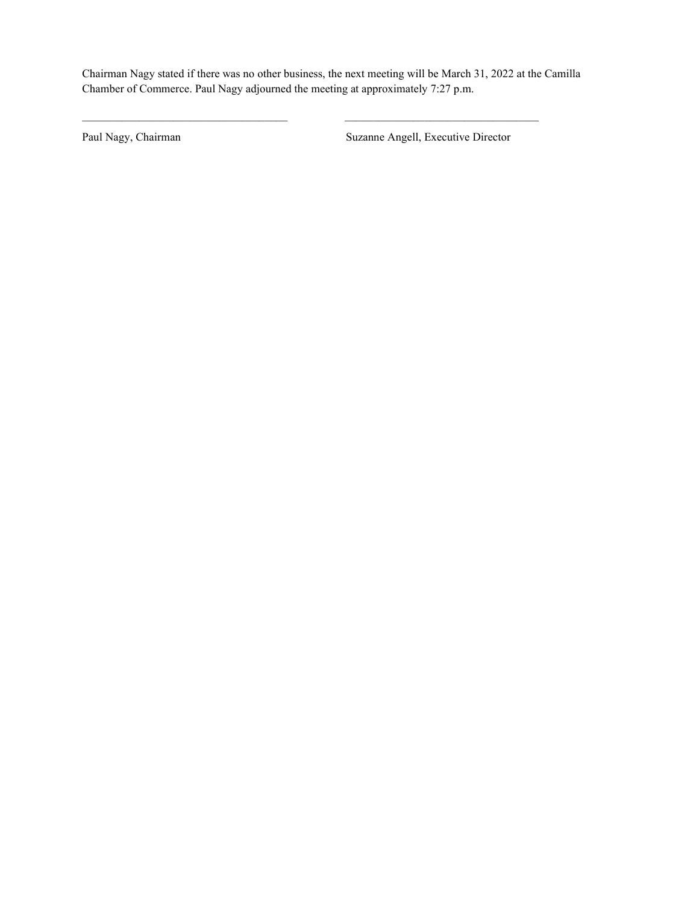Chairman Nagy stated if there was no other business, the next meeting will be March 31, 2022 at the Camilla Chamber of Commerce. Paul Nagy adjourned the meeting at approximately 7:27 p.m.

\_\_\_\_\_\_\_\_\_\_\_\_\_\_\_\_\_\_\_\_\_\_\_\_\_\_\_\_\_\_\_\_\_\_\_\_ \_\_\_\_\_\_\_\_\_\_\_\_\_\_\_\_\_\_\_\_\_\_\_\_\_\_\_\_\_\_\_\_\_\_

Paul Nagy, Chairman Suzanne Angell, Executive Director